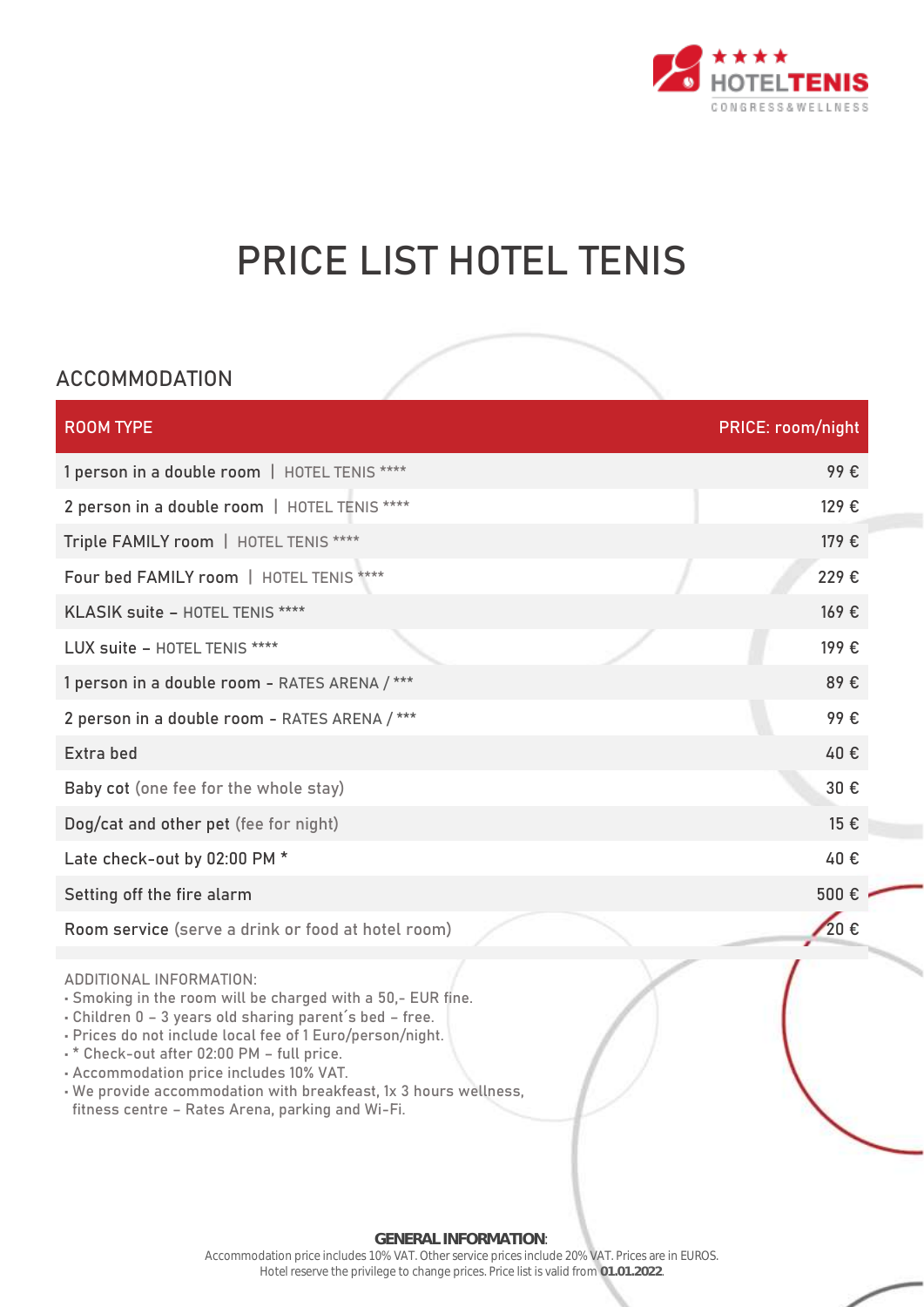# PRICE LIST HOTEL TENIS

## ACCOMMODATION

| ROOM TYPE | PRICE: room/night |
|---|---|
| 1 person in a double room \| HOTEL TENIS **** | 99 € |
| 2 person in a double room \| HOTEL TENIS **** | 129 € |
| Triple FAMILY room \| HOTEL TENIS **** | 179 € |
| Four bed FAMILY room \| HOTEL TENIS **** | 229 € |
| KLASIK suite – HOTEL TENIS **** | 169 € |
| LUX suite – HOTEL TENIS **** | 199 € |
| 1 person in a double room - RATES ARENA / *** | 89 € |
| 2 person in a double room - RATES ARENA / *** | 99 € |
| Extra bed | 40 € |
| Baby cot (one fee for the whole stay) | 30 € |
| Dog/cat and other pet (fee for night) | 15 € |
| Late check-out by 02:00 PM * | 40 € |
| Setting off the fire alarm | 500 € |
| Room service (serve a drink or food at hotel room) | 20 € |

ADDITIONAL INFORMATION:
- Smoking in the room will be charged with a 50,- EUR fine.
- Children 0 – 3 years old sharing parent´s bed – free.
- Prices do not include local fee of 1 Euro/person/night.
- * Check-out after 02:00 PM – full price.
- Accommodation price includes 10% VAT.
- We provide accommodation with breakfeast, 1x 3 hours wellness, fitness centre – Rates Arena, parking and Wi-Fi.

**GENERAL INFORMATION**:
Accommodation price includes 10% VAT. Other service prices include 20% VAT. Prices are in EUROS.
Hotel reserve the privilege to change prices. Price list is valid from **01.01.2022**.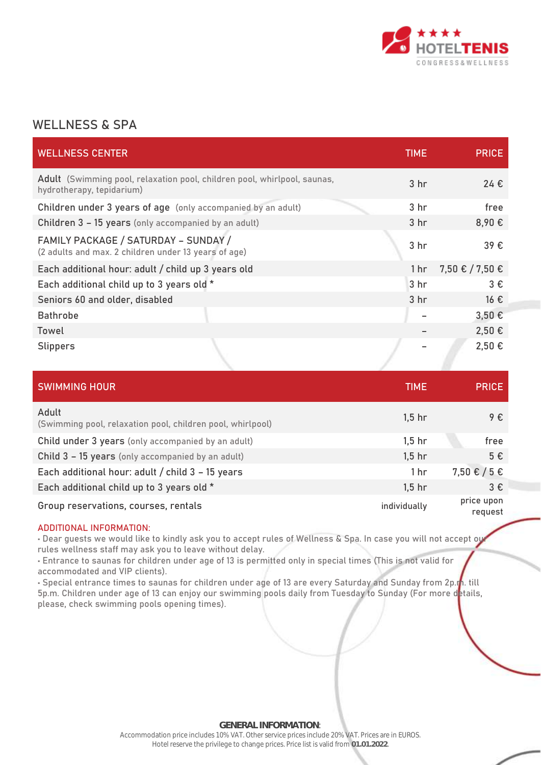## WELLNESS & SPA

| WELLNESS CENTER | TIME | PRICE |
|---|---|---|
| Adult (Swimming pool, relaxation pool, children pool, whirlpool, saunas, hydrotherapy, tepidarium) | 3 hr | 24 € |
| Children under 3 years of age (only accompanied by an adult) | 3 hr | free |
| Children 3 – 15 years (only accompanied by an adult) | 3 hr | 8,90 € |
| FAMILY PACKAGE / SATURDAY – SUNDAY / (2 adults and max. 2 children under 13 years of age) | 3 hr | 39 € |
| Each additional hour: adult / child up 3 years old | 1 hr | 7,50 € / 7,50 € |
| Each additional child up to 3 years old * | 3 hr | 3 € |
| Seniors 60 and older, disabled | 3 hr | 16 € |
| Bathrobe | – | 3,50 € |
| Towel | – | 2,50 € |
| Slippers | – | 2,50 € |

| SWIMMING HOUR | TIME | PRICE |
|---|---|---|
| Adult (Swimming pool, relaxation pool, children pool, whirlpool) | 1,5 hr | 9 € |
| Child under 3 years (only accompanied by an adult) | 1,5 hr | free |
| Child 3 – 15 years (only accompanied by an adult) | 1,5 hr | 5 € |
| Each additional hour: adult / child 3 – 15 years | 1 hr | 7,50 € / 5 € |
| Each additional child up to 3 years old * | 1,5 hr | 3 € |
| Group reservations, courses, rentals | individually | price upon request |

ADDITIONAL INFORMATION:

- Dear guests we would like to kindly ask you to accept rules of Wellness & Spa. In case you will not accept our rules wellness staff may ask you to leave without delay.
- Entrance to saunas for children under age of 13 is permitted only in special times (This is not valid for accommodated and VIP clients).
- Special entrance times to saunas for children under age of 13 are every Saturday and Sunday from 2p.m. till 5p.m. Children under age of 13 can enjoy our swimming pools daily from Tuesday to Sunday (For more details, please, check swimming pools opening times).

**GENERAL INFORMATION**:
Accommodation price includes 10% VAT. Other service prices include 20% VAT. Prices are in EUROS.
Hotel reserve the privilege to change prices. Price list is valid from **01.01.2022**.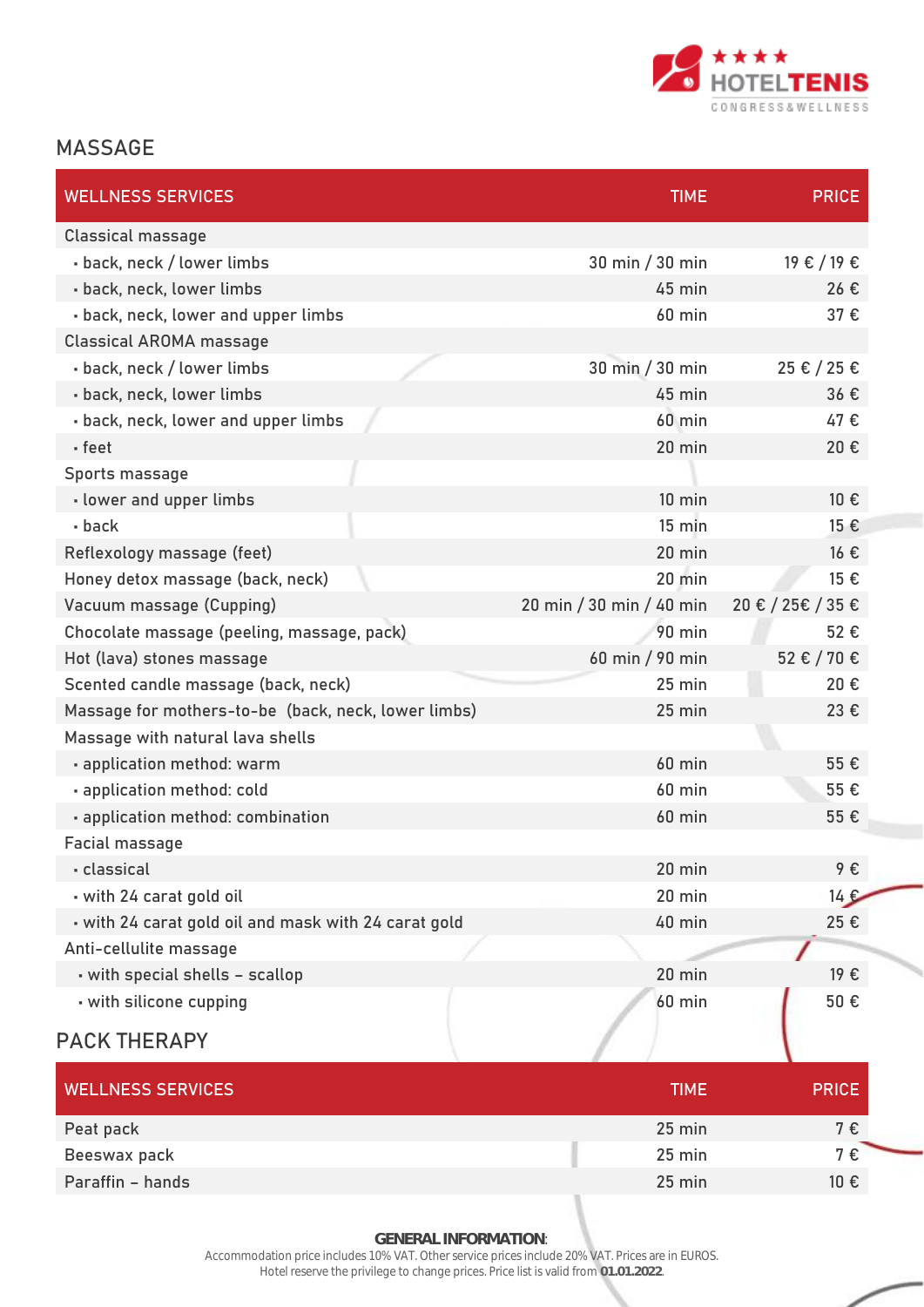HOTELTENIS
CONGRESS&WELLNESS

## MASSAGE

| WELLNESS SERVICES | TIME | PRICE |
|---|---|---|
| Classical massage | | |
| • back, neck / lower limbs | 30 min / 30 min | 19 € / 19 € |
| • back, neck, lower limbs | 45 min | 26 € |
| • back, neck, lower and upper limbs | 60 min | 37 € |
| Classical AROMA massage | | |
| • back, neck / lower limbs | 30 min / 30 min | 25 € / 25 € |
| • back, neck, lower limbs | 45 min | 36 € |
| • back, neck, lower and upper limbs | 60 min | 47 € |
| • feet | 20 min | 20 € |
| Sports massage | | |
| • lower and upper limbs | 10 min | 10 € |
| • back | 15 min | 15 € |
| Reflexology massage (feet) | 20 min | 16 € |
| Honey detox massage (back, neck) | 20 min | 15 € |
| Vacuum massage (Cupping) | 20 min / 30 min / 40 min | 20 € / 25€ / 35 € |
| Chocolate massage (peeling, massage, pack) | 90 min | 52 € |
| Hot (lava) stones massage | 60 min / 90 min | 52 € / 70 € |
| Scented candle massage (back, neck) | 25 min | 20 € |
| Massage for mothers-to-be (back, neck, lower limbs) | 25 min | 23 € |
| Massage with natural lava shells | | |
| • application method: warm | 60 min | 55 € |
| • application method: cold | 60 min | 55 € |
| • application method: combination | 60 min | 55 € |
| Facial massage | | |
| • classical | 20 min | 9 € |
| • with 24 carat gold oil | 20 min | 14 € |
| • with 24 carat gold oil and mask with 24 carat gold | 40 min | 25 € |
| Anti-cellulite massage | | |
| • with special shells – scallop | 20 min | 19 € |
| • with silicone cupping | 60 min | 50 € |

## PACK THERAPY

| WELLNESS SERVICES | TIME | PRICE |
|---|---|---|
| Peat pack | 25 min | 7 € |
| Beeswax pack | 25 min | 7 € |
| Paraffin – hands | 25 min | 10 € |

**GENERAL INFORMATION**:
Accommodation price includes 10% VAT. Other service prices include 20% VAT. Prices are in EUROS.
Hotel reserve the privilege to change prices. Price list is valid from **01.01.2022**.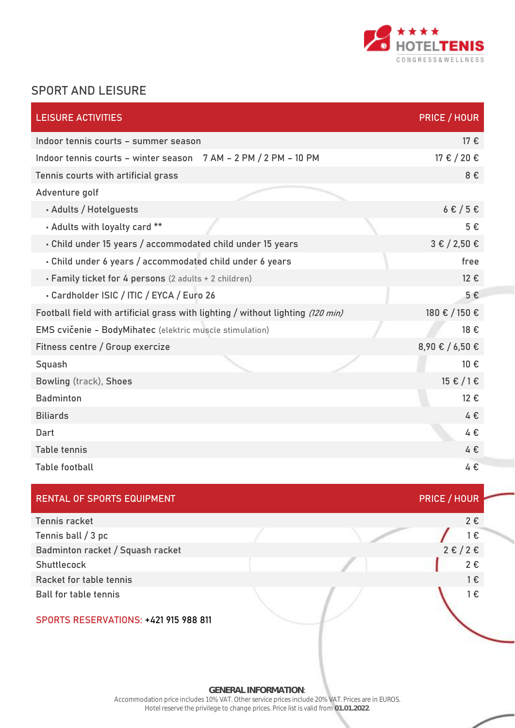## SPORT AND LEISURE

| LEISURE ACTIVITIES | | PRICE / HOUR |
|---|---|---|
| Indoor tennis courts – summer season | | 17 € |
| Indoor tennis courts – winter season | 7 AM – 2 PM / 2 PM – 10 PM | 17 € / 20 € |
| Tennis courts with artificial grass | | 8 € |
| Adventure golf | | |
| • Adults / Hotelguests | | 6 € / 5 € |
| • Adults with loyalty card ** | | 5 € |
| • Child under 15 years / accommodated child under 15 years | | 3 € / 2,50 € |
| • Child under 6 years / accommodated child under 6 years | | free |
| • Family ticket for 4 persons (2 adults + 2 children) | | 12 € |
| • Cardholder ISIC / ITIC / EYCA / Euro 26 | | 5 € |
| Football field with artificial grass with lighting / without lighting *(120 min)* | | 180 € / 150 € |
| EMS cvičenie - BodyMihatec (elektric muscle stimulation) | | 18 € |
| Fitness centre / Group exercize | | 8,90 € / 6,50 € |
| Squash | | 10 € |
| Bowling (track), Shoes | | 15 € / 1 € |
| Badminton | | 12 € |
| Biliards | | 4 € |
| Dart | | 4 € |
| Table tennis | | 4 € |
| Table football | | 4 € |

| RENTAL OF SPORTS EQUIPMENT | PRICE / HOUR |
|---|---|
| Tennis racket | 2 € |
| Tennis ball / 3 pc | 1 € |
| Badminton racket / Squash racket | 2 € / 2 € |
| Shuttlecock | 2 € |
| Racket for table tennis | 1 € |
| Ball for table tennis | 1 € |

SPORTS RESERVATIONS: +421 915 988 811

**GENERAL INFORMATION**:
Accommodation price includes 10% VAT. Other service prices include 20% VAT. Prices are in EUROS.
Hotel reserve the privilege to change prices. Price list is valid from **01.01.2022**.